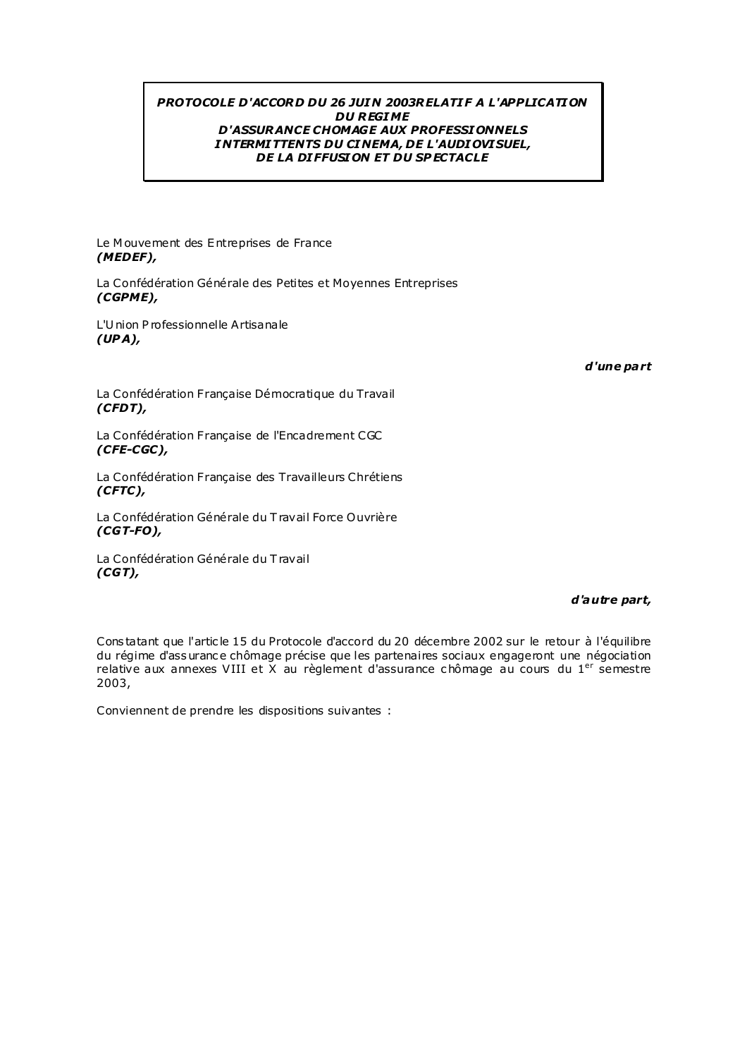# *PROTOCOLE D'ACCORD DU 26 JUIN 2003RELATIF A L'APPLICATION DU REGIME D'ASSURANCE CHOMAGE AUX PROFESSIONNELS INTERMITTENTS DU CINEMA, DE L'AUDIOVISUEL, DE LA DIFFUSION ET DU SPECTACLE*

Le Mouvement des Entreprises de France
***(MEDEF),***

La Confédération Générale des Petites et Moyennes Entreprises
***(CGPME),***

L'Union Professionnelle Artisanale
***(UPA),***

***d'une part***

La Confédération Française Démocratique du Travail
***(CFDT),***

La Confédération Française de l'Encadrement CGC
***(CFE-CGC),***

La Confédération Française des Travailleurs Chrétiens
***(CFTC),***

La Confédération Générale du Travail Force Ouvrière
***(CGT-FO),***

La Confédération Générale du Travail
***(CGT),***

***d'autre part,***

Constatant que l'article 15 du Protocole d'accord du 20 décembre 2002 sur le retour à l'équilibre du régime d'assurance chômage précise que les partenaires sociaux engageront une négociation relative aux annexes VIII et X au règlement d'assurance chômage au cours du 1er semestre 2003,

Conviennent de prendre les dispositions suivantes :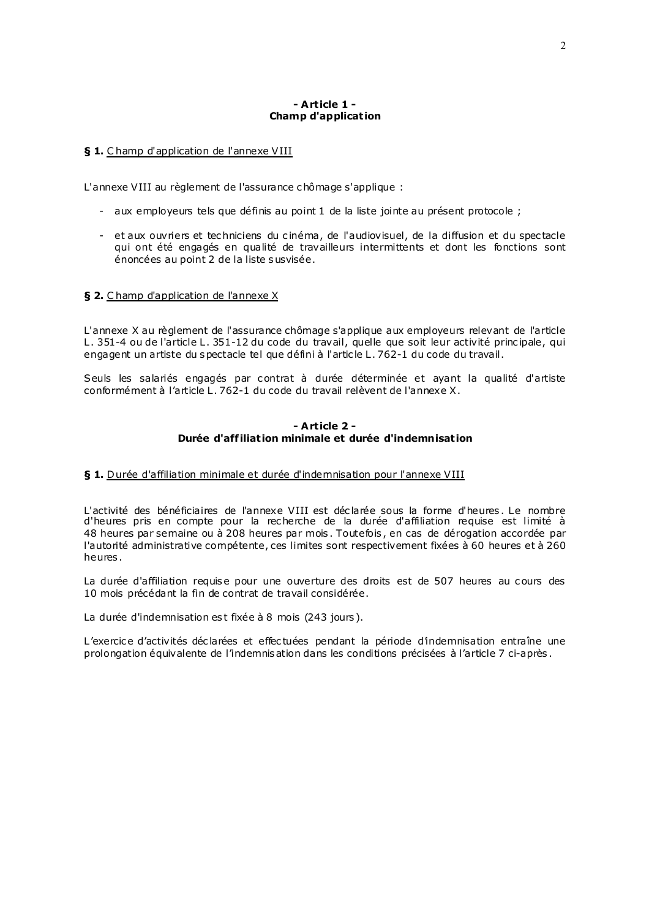## - Article 1 -
## Champ d'application

**§ 1.** Champ d'application de l'annexe VIII

L'annexe VIII au règlement de l'assurance chômage s'applique :

- aux employeurs tels que définis au point 1 de la liste jointe au présent protocole ;
- et aux ouvriers et techniciens du cinéma, de l'audiovisuel, de la diffusion et du spectacle qui ont été engagés en qualité de travailleurs intermittents et dont les fonctions sont énoncées au point 2 de la liste susvisée.

**§ 2.** Champ d'application de l'annexe X

L'annexe X au règlement de l'assurance chômage s'applique aux employeurs relevant de l'article L. 351-4 ou de l'article L. 351-12 du code du travail, quelle que soit leur activité principale, qui engagent un artiste du spectacle tel que défini à l'article L. 762-1 du code du travail.

Seuls les salariés engagés par contrat à durée déterminée et ayant la qualité d'artiste conformément à l'article L. 762-1 du code du travail relèvent de l'annexe X.

## - Article 2 -
## Durée d'affiliation minimale et durée d'indemnisation

**§ 1.** Durée d'affiliation minimale et durée d'indemnisation pour l'annexe VIII

L'activité des bénéficiaires de l'annexe VIII est déclarée sous la forme d'heures. Le nombre d'heures pris en compte pour la recherche de la durée d'affiliation requise est limité à 48 heures par semaine ou à 208 heures par mois. Toutefois, en cas de dérogation accordée par l'autorité administrative compétente, ces limites sont respectivement fixées à 60 heures et à 260 heures.

La durée d'affiliation requise pour une ouverture des droits est de 507 heures au cours des 10 mois précédant la fin de contrat de travail considérée.

La durée d'indemnisation est fixée à 8 mois (243 jours).

L'exercice d'activités déclarées et effectuées pendant la période d'indemnisation entraîne une prolongation équivalente de l'indemnisation dans les conditions précisées à l'article 7 ci-après.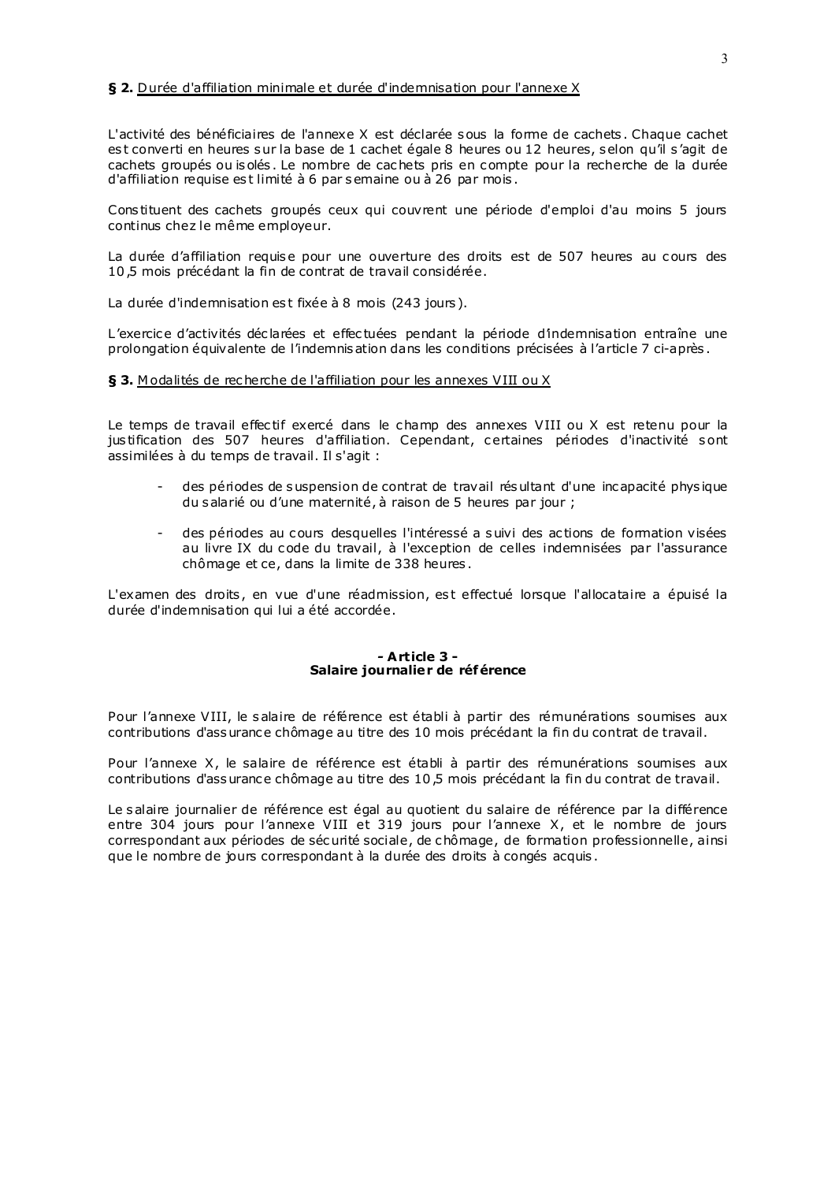**§ 2.** Durée d'affiliation minimale et durée d'indemnisation pour l'annexe X

L'activité des bénéficiaires de l'annexe X est déclarée sous la forme de cachets. Chaque cachet est converti en heures sur la base de 1 cachet égale 8 heures ou 12 heures, selon qu'il s'agit de cachets groupés ou isolés. Le nombre de cachets pris en compte pour la recherche de la durée d'affiliation requise est limité à 6 par semaine ou à 26 par mois.

Constituent des cachets groupés ceux qui couvrent une période d'emploi d'au moins 5 jours continus chez le même employeur.

La durée d'affiliation requise pour une ouverture des droits est de 507 heures au cours des 10,5 mois précédant la fin de contrat de travail considérée.

La durée d'indemnisation est fixée à 8 mois (243 jours).

L'exercice d'activités déclarées et effectuées pendant la période d'indemnisation entraîne une prolongation équivalente de l'indemnisation dans les conditions précisées à l'article 7 ci-après.

**§ 3.** Modalités de recherche de l'affiliation pour les annexes VIII ou X

Le temps de travail effectif exercé dans le champ des annexes VIII ou X est retenu pour la justification des 507 heures d'affiliation. Cependant, certaines périodes d'inactivité sont assimilées à du temps de travail. Il s'agit :

- des périodes de suspension de contrat de travail résultant d'une incapacité physique du salarié ou d'une maternité, à raison de 5 heures par jour ;
- des périodes au cours desquelles l'intéressé a suivi des actions de formation visées au livre IX du code du travail, à l'exception de celles indemnisées par l'assurance chômage et ce, dans la limite de 338 heures.

L'examen des droits, en vue d'une réadmission, est effectué lorsque l'allocataire a épuisé la durée d'indemnisation qui lui a été accordée.

## - Article 3 -
## Salaire journalier de référence

Pour l'annexe VIII, le salaire de référence est établi à partir des rémunérations soumises aux contributions d'assurance chômage au titre des 10 mois précédant la fin du contrat de travail.

Pour l'annexe X, le salaire de référence est établi à partir des rémunérations soumises aux contributions d'assurance chômage au titre des 10,5 mois précédant la fin du contrat de travail.

Le salaire journalier de référence est égal au quotient du salaire de référence par la différence entre 304 jours pour l'annexe VIII et 319 jours pour l'annexe X, et le nombre de jours correspondant aux périodes de sécurité sociale, de chômage, de formation professionnelle, ainsi que le nombre de jours correspondant à la durée des droits à congés acquis.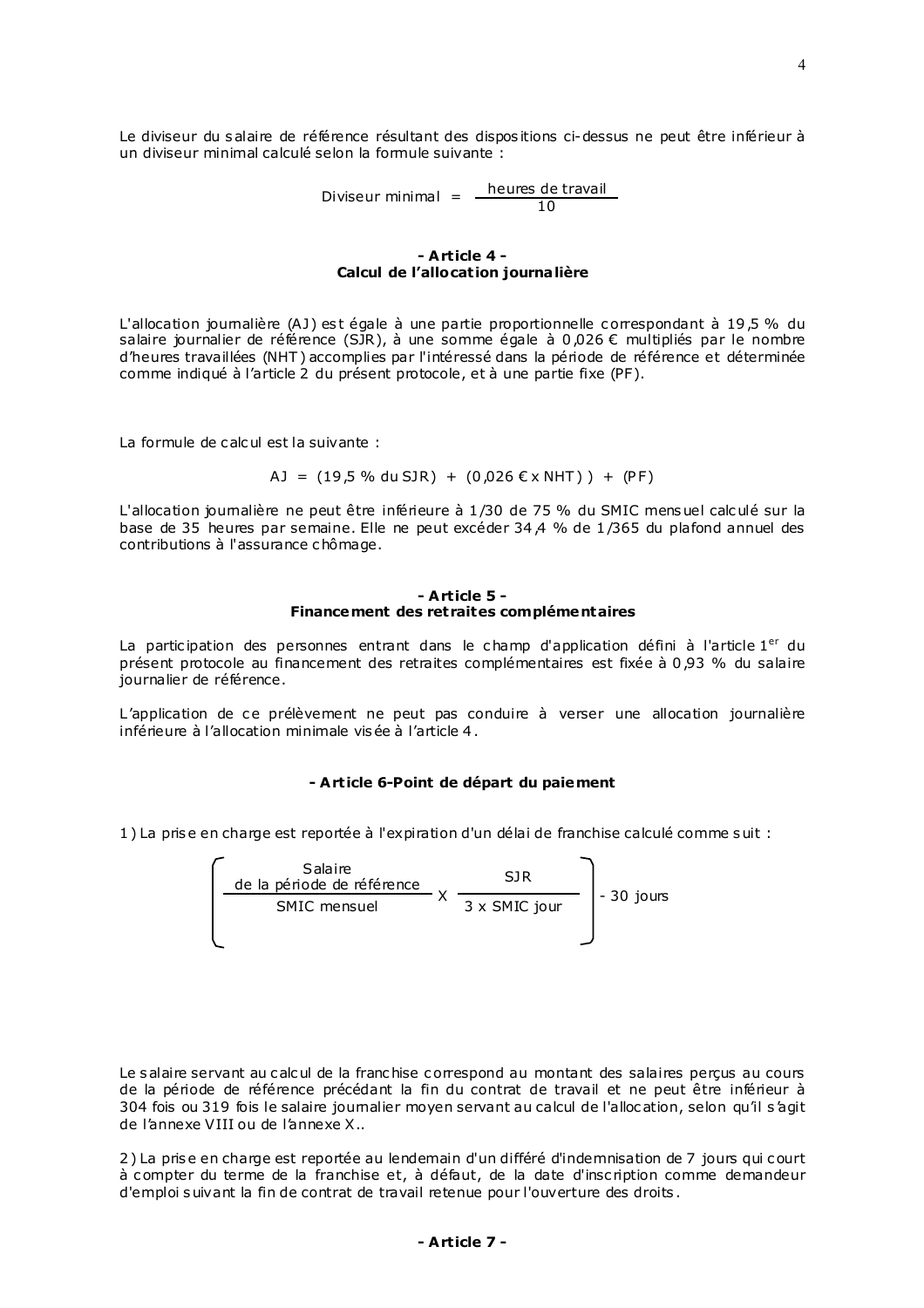Le diviseur du salaire de référence résultant des dispositions ci-dessus ne peut être inférieur à un diviseur minimal calculé selon la formule suivante :

$$\text{Diviseur minimal} = \frac{\text{heures de travail}}{10}$$

**- Article 4 -**
**Calcul de l'allocation journalière**

L'allocation journalière (AJ) est égale à une partie proportionnelle correspondant à 19,5 % du salaire journalier de référence (SJR), à une somme égale à 0,026 € multipliés par le nombre d'heures travaillées (NHT) accomplies par l'intéressé dans la période de référence et déterminée comme indiqué à l'article 2 du présent protocole, et à une partie fixe (PF).

La formule de calcul est la suivante :

$$AJ = (19{,}5\ \%\ \text{du SJR}) + (0{,}026\ € \times \text{NHT})) + (\text{PF})$$

L'allocation journalière ne peut être inférieure à 1/30 de 75 % du SMIC mensuel calculé sur la base de 35 heures par semaine. Elle ne peut excéder 34,4 % de 1/365 du plafond annuel des contributions à l'assurance chômage.

**- Article 5 -**
**Financement des retraites complémentaires**

La participation des personnes entrant dans le champ d'application défini à l'article 1er du présent protocole au financement des retraites complémentaires est fixée à 0,93 % du salaire journalier de référence.

L'application de ce prélèvement ne peut pas conduire à verser une allocation journalière inférieure à l'allocation minimale visée à l'article 4.

**- Article 6-Point de départ du paiement**

1) La prise en charge est reportée à l'expiration d'un délai de franchise calculé comme suit :

$$\left( \frac{\text{Salaire de la période de référence}}{\text{SMIC mensuel}} \times \frac{\text{SJR}}{3 \times \text{SMIC jour}} \right) - 30 \text{ jours}$$

Le salaire servant au calcul de la franchise correspond au montant des salaires perçus au cours de la période de référence précédant la fin du contrat de travail et ne peut être inférieur à 304 fois ou 319 fois le salaire journalier moyen servant au calcul de l'allocation, selon qu'il s'agit de l'annexe VIII ou de l'annexe X..

2) La prise en charge est reportée au lendemain d'un différé d'indemnisation de 7 jours qui court à compter du terme de la franchise et, à défaut, de la date d'inscription comme demandeur d'emploi suivant la fin de contrat de travail retenue pour l'ouverture des droits.

**- Article 7 -**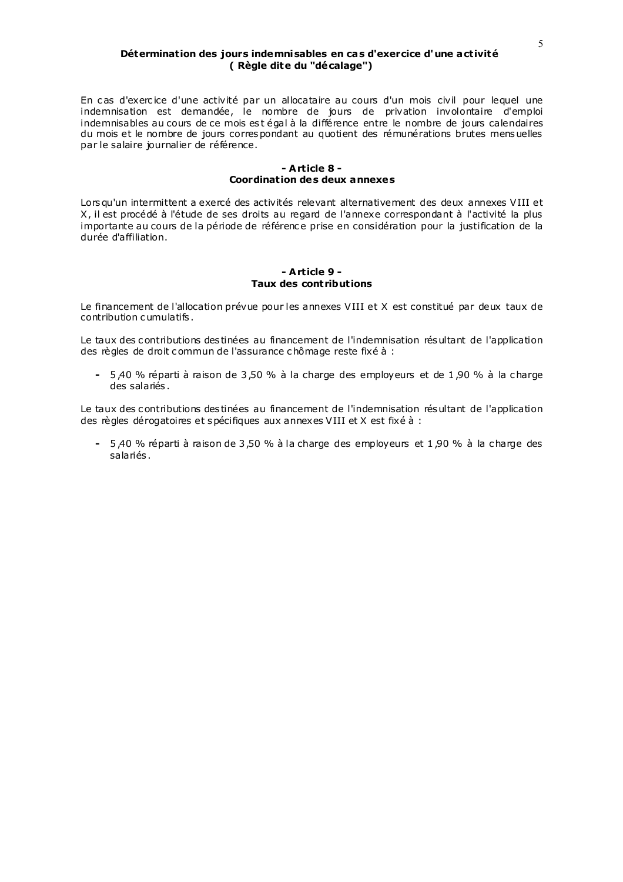**Détermination des jours indemnisables en cas d'exercice d'une activité**
**( Règle dite du "décalage")**

En cas d'exercice d'une activité par un allocataire au cours d'un mois civil pour lequel une indemnisation est demandée, le nombre de jours de privation involontaire d'emploi indemnisables au cours de ce mois est égal à la différence entre le nombre de jours calendaires du mois et le nombre de jours correspondant au quotient des rémunérations brutes mensuelles par le salaire journalier de référence.

## - Article 8 -
## Coordination des deux annexes

Lorsqu'un intermittent a exercé des activités relevant alternativement des deux annexes VIII et X, il est procédé à l'étude de ses droits au regard de l'annexe correspondant à l'activité la plus importante au cours de la période de référence prise en considération pour la justification de la durée d'affiliation.

## - Article 9 -
## Taux des contributions

Le financement de l'allocation prévue pour les annexes VIII et X est constitué par deux taux de contribution cumulatifs.

Le taux des contributions destinées au financement de l'indemnisation résultant de l'application des règles de droit commun de l'assurance chômage reste fixé à :

- 5,40 % réparti à raison de 3,50 % à la charge des employeurs et de 1,90 % à la charge des salariés.

Le taux des contributions destinées au financement de l'indemnisation résultant de l'application des règles dérogatoires et spécifiques aux annexes VIII et X est fixé à :

- 5,40 % réparti à raison de 3,50 % à la charge des employeurs et 1,90 % à la charge des salariés.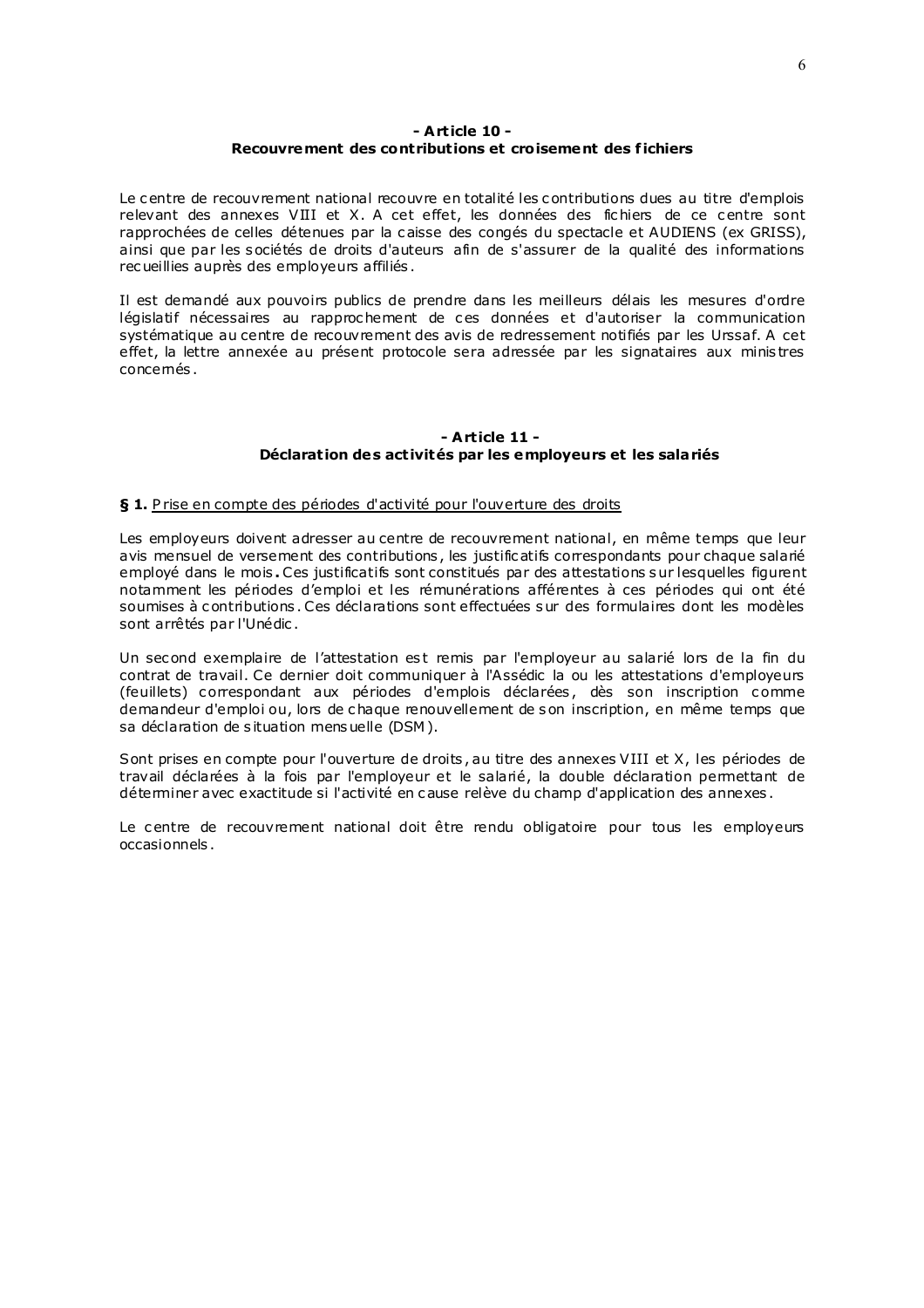## - Article 10 -
## Recouvrement des contributions et croisement des fichiers

Le centre de recouvrement national recouvre en totalité les contributions dues au titre d'emplois relevant des annexes VIII et X. A cet effet, les données des fichiers de ce centre sont rapprochées de celles détenues par la caisse des congés du spectacle et AUDIENS (ex GRISS), ainsi que par les sociétés de droits d'auteurs afin de s'assurer de la qualité des informations recueillies auprès des employeurs affiliés.

Il est demandé aux pouvoirs publics de prendre dans les meilleurs délais les mesures d'ordre législatif nécessaires au rapprochement de ces données et d'autoriser la communication systématique au centre de recouvrement des avis de redressement notifiés par les Urssaf. A cet effet, la lettre annexée au présent protocole sera adressée par les signataires aux ministres concernés.

## - Article 11 -
## Déclaration des activités par les employeurs et les salariés

**§ 1.** Prise en compte des périodes d'activité pour l'ouverture des droits

Les employeurs doivent adresser au centre de recouvrement national, en même temps que leur avis mensuel de versement des contributions, les justificatifs correspondants pour chaque salarié employé dans le mois**.** Ces justificatifs sont constitués par des attestations sur lesquelles figurent notamment les périodes d'emploi et les rémunérations afférentes à ces périodes qui ont été soumises à contributions. Ces déclarations sont effectuées sur des formulaires dont les modèles sont arrêtés par l'Unédic.

Un second exemplaire de l'attestation est remis par l'employeur au salarié lors de la fin du contrat de travail. Ce dernier doit communiquer à l'Assédic la ou les attestations d'employeurs (feuillets) correspondant aux périodes d'emplois déclarées, dès son inscription comme demandeur d'emploi ou, lors de chaque renouvellement de son inscription, en même temps que sa déclaration de situation mensuelle (DSM).

Sont prises en compte pour l'ouverture de droits, au titre des annexes VIII et X, les périodes de travail déclarées à la fois par l'employeur et le salarié, la double déclaration permettant de déterminer avec exactitude si l'activité en cause relève du champ d'application des annexes.

Le centre de recouvrement national doit être rendu obligatoire pour tous les employeurs occasionnels.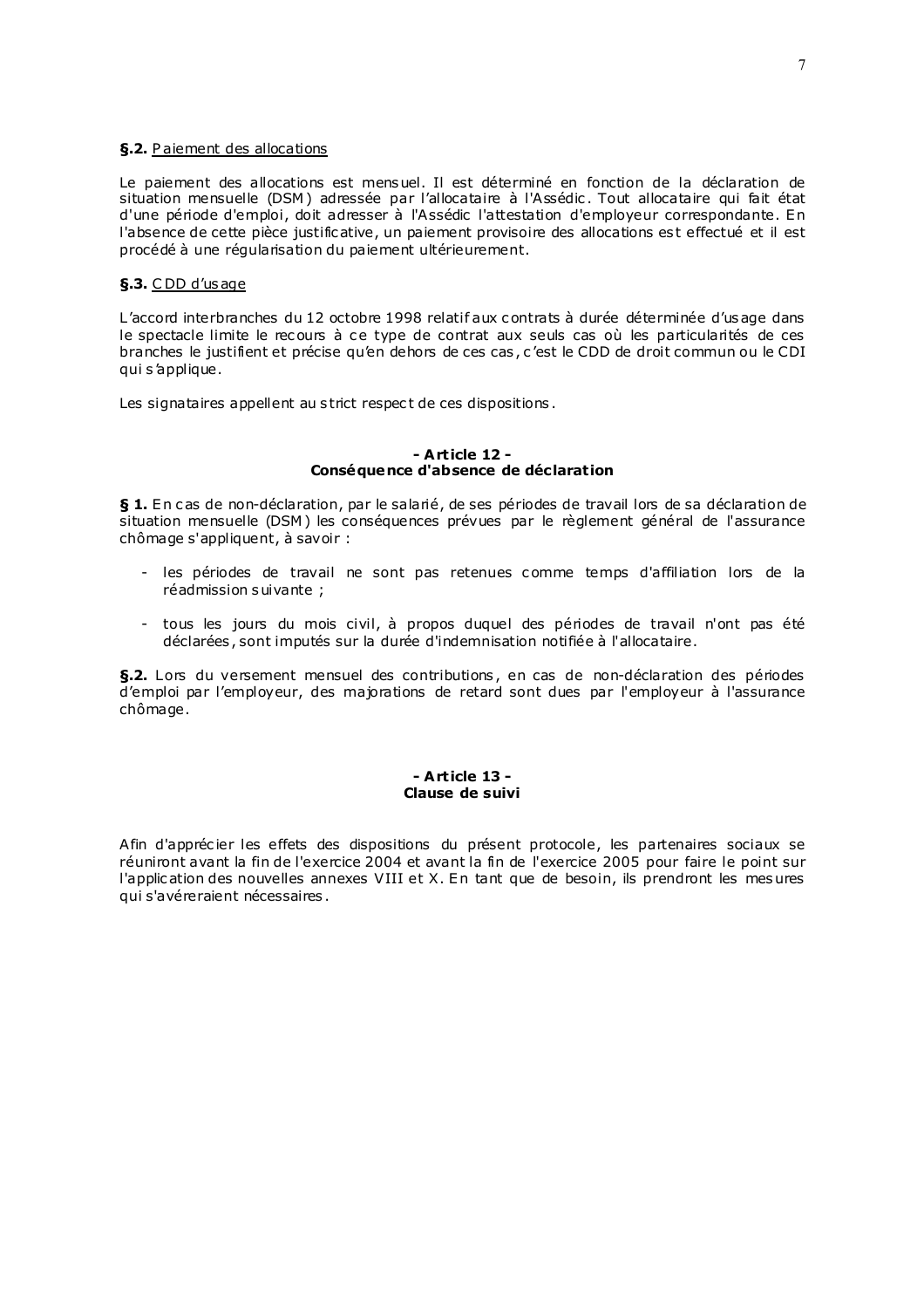**§.2.** Paiement des allocations

Le paiement des allocations est mensuel. Il est déterminé en fonction de la déclaration de situation mensuelle (DSM) adressée par l'allocataire à l'Assédic. Tout allocataire qui fait état d'une période d'emploi, doit adresser à l'Assédic l'attestation d'employeur correspondante. En l'absence de cette pièce justificative, un paiement provisoire des allocations est effectué et il est procédé à une régularisation du paiement ultérieurement.

**§.3.** CDD d'usage

L'accord interbranches du 12 octobre 1998 relatif aux contrats à durée déterminée d'usage dans le spectacle limite le recours à ce type de contrat aux seuls cas où les particularités de ces branches le justifient et précise qu'en dehors de ces cas, c'est le CDD de droit commun ou le CDI qui s'applique.

Les signataires appellent au strict respect de ces dispositions.

### - Article 12 -
### Conséquence d'absence de déclaration

**§ 1.** En cas de non-déclaration, par le salarié, de ses périodes de travail lors de sa déclaration de situation mensuelle (DSM) les conséquences prévues par le règlement général de l'assurance chômage s'appliquent, à savoir :

- les périodes de travail ne sont pas retenues comme temps d'affiliation lors de la réadmission suivante ;
- tous les jours du mois civil, à propos duquel des périodes de travail n'ont pas été déclarées, sont imputés sur la durée d'indemnisation notifiée à l'allocataire.

**§.2.** Lors du versement mensuel des contributions, en cas de non-déclaration des périodes d'emploi par l'employeur, des majorations de retard sont dues par l'employeur à l'assurance chômage.

### - Article 13 -
### Clause de suivi

Afin d'apprécier les effets des dispositions du présent protocole, les partenaires sociaux se réuniront avant la fin de l'exercice 2004 et avant la fin de l'exercice 2005 pour faire le point sur l'application des nouvelles annexes VIII et X. En tant que de besoin, ils prendront les mesures qui s'avéreraient nécessaires.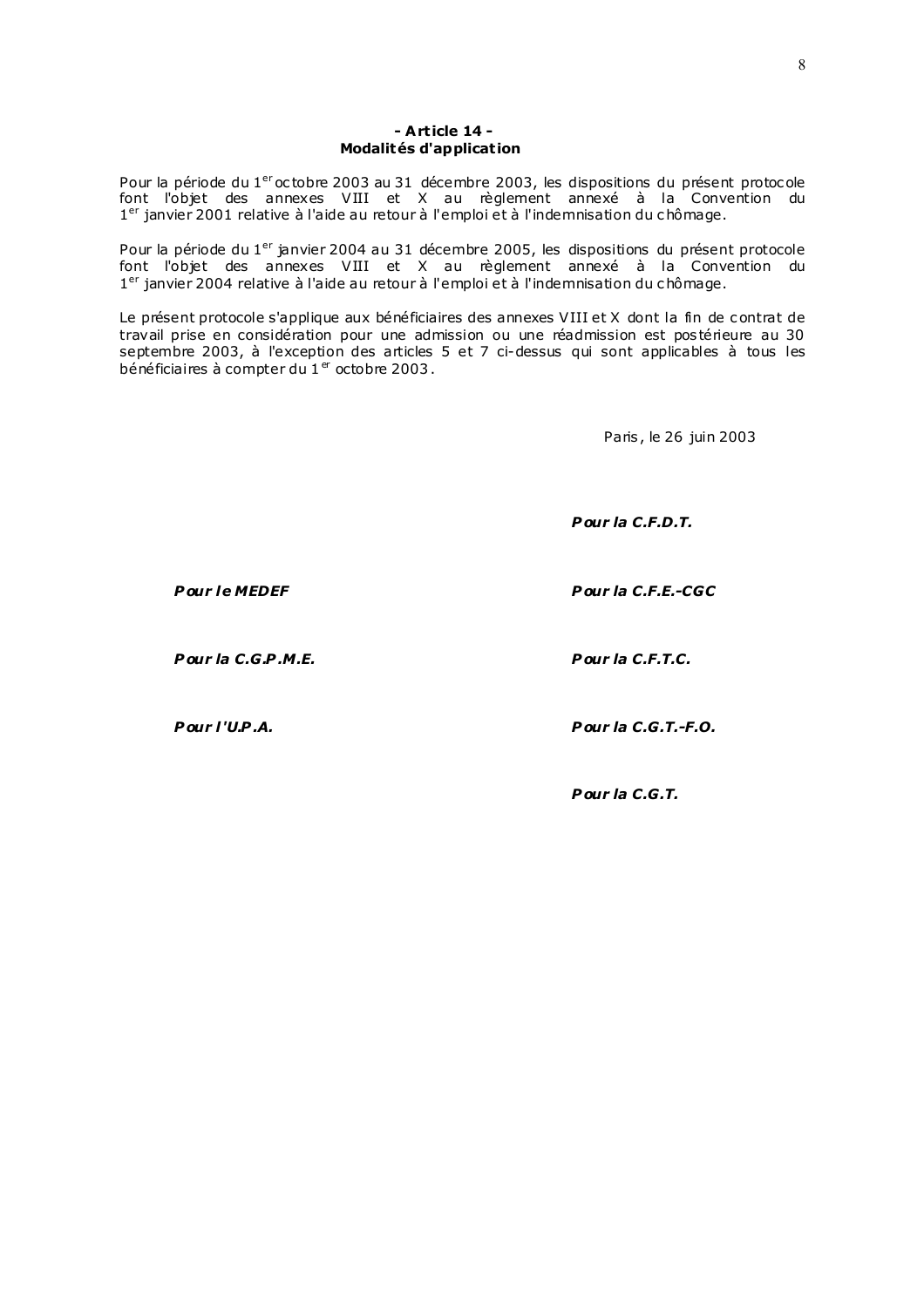**- Article 14 -**
**Modalités d'application**

Pour la période du 1er octobre 2003 au 31 décembre 2003, les dispositions du présent protocole font l'objet des annexes VIII et X au règlement annexé à la Convention du 1er janvier 2001 relative à l'aide au retour à l'emploi et à l'indemnisation du chômage.

Pour la période du 1er janvier 2004 au 31 décembre 2005, les dispositions du présent protocole font l'objet des annexes VIII et X au règlement annexé à la Convention du 1er janvier 2004 relative à l'aide au retour à l'emploi et à l'indemnisation du chômage.

Le présent protocole s'applique aux bénéficiaires des annexes VIII et X dont la fin de contrat de travail prise en considération pour une admission ou une réadmission est postérieure au 30 septembre 2003, à l'exception des articles 5 et 7 ci-dessus qui sont applicables à tous les bénéficiaires à compter du 1er octobre 2003.

Paris, le 26 juin 2003

***Pour la C.F.D.T.***

***Pour le MEDEF***

***Pour la C.F.E.-CGC***

***Pour la C.G.P.M.E.***

***Pour la C.F.T.C.***

***Pour l'U.P.A.***

***Pour la C.G.T.-F.O.***

***Pour la C.G.T.***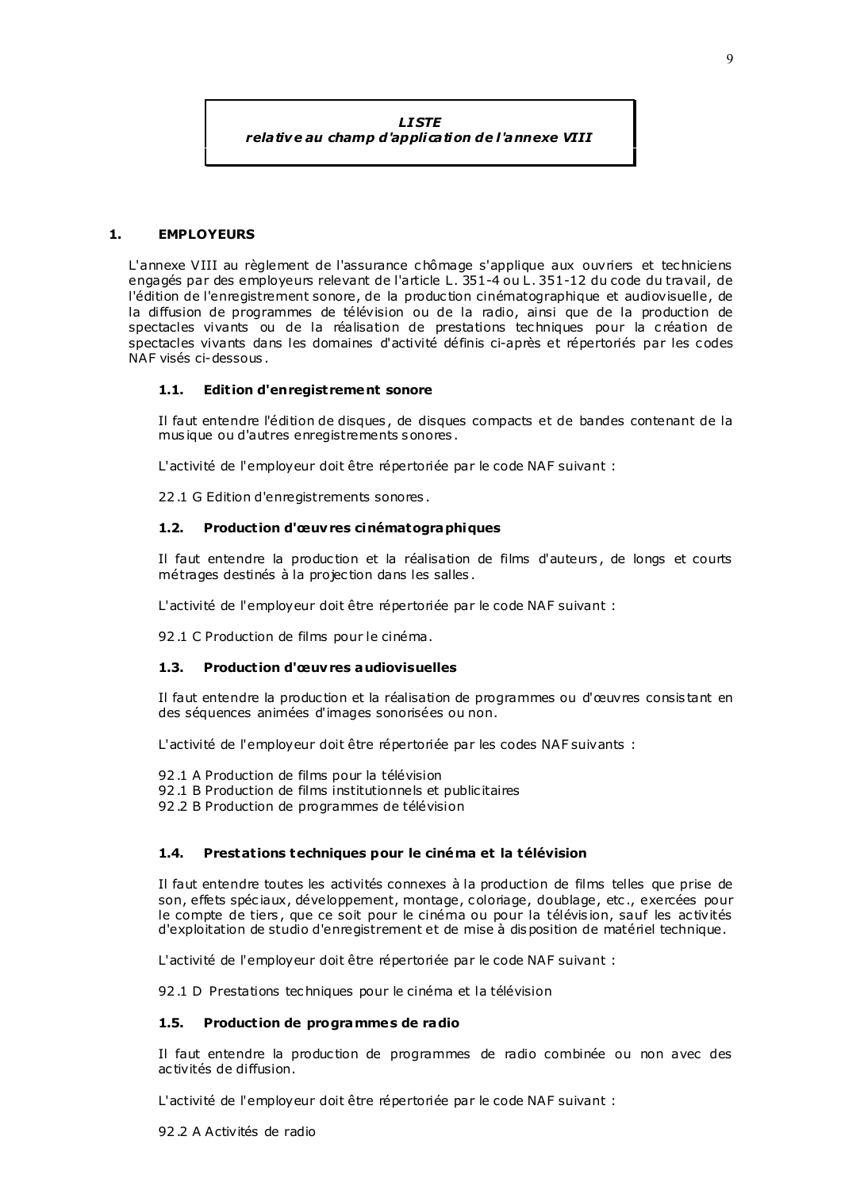***LISTE***
***relative au champ d'application de l'annexe VIII***

## 1. EMPLOYEURS

L'annexe VIII au règlement de l'assurance chômage s'applique aux ouvriers et techniciens engagés par des employeurs relevant de l'article L. 351-4 ou L. 351-12 du code du travail, de l'édition de l'enregistrement sonore, de la production cinématographique et audiovisuelle, de la diffusion de programmes de télévision ou de la radio, ainsi que de la production de spectacles vivants ou de la réalisation de prestations techniques pour la création de spectacles vivants dans les domaines d'activité définis ci-après et répertoriés par les codes NAF visés ci-dessous.

### 1.1. Edition d'enregistrement sonore

Il faut entendre l'édition de disques, de disques compacts et de bandes contenant de la musique ou d'autres enregistrements sonores.

L'activité de l'employeur doit être répertoriée par le code NAF suivant :

22.1 G Edition d'enregistrements sonores.

### 1.2. Production d'œuvres cinématographiques

Il faut entendre la production et la réalisation de films d'auteurs, de longs et courts métrages destinés à la projection dans les salles.

L'activité de l'employeur doit être répertoriée par le code NAF suivant :

92.1 C Production de films pour le cinéma.

### 1.3. Production d'œuvres audiovisuelles

Il faut entendre la production et la réalisation de programmes ou d'œuvres consistant en des séquences animées d'images sonorisées ou non.

L'activité de l'employeur doit être répertoriée par les codes NAF suivants :

92.1 A Production de films pour la télévision
92.1 B Production de films institutionnels et publicitaires
92.2 B Production de programmes de télévision

### 1.4. Prestations techniques pour le cinéma et la télévision

Il faut entendre toutes les activités connexes à la production de films telles que prise de son, effets spéciaux, développement, montage, coloriage, doublage, etc., exercées pour le compte de tiers, que ce soit pour le cinéma ou pour la télévision, sauf les activités d'exploitation de studio d'enregistrement et de mise à disposition de matériel technique.

L'activité de l'employeur doit être répertoriée par le code NAF suivant :

92.1 D Prestations techniques pour le cinéma et la télévision

### 1.5. Production de programmes de radio

Il faut entendre la production de programmes de radio combinée ou non avec des activités de diffusion.

L'activité de l'employeur doit être répertoriée par le code NAF suivant :

92.2 A Activités de radio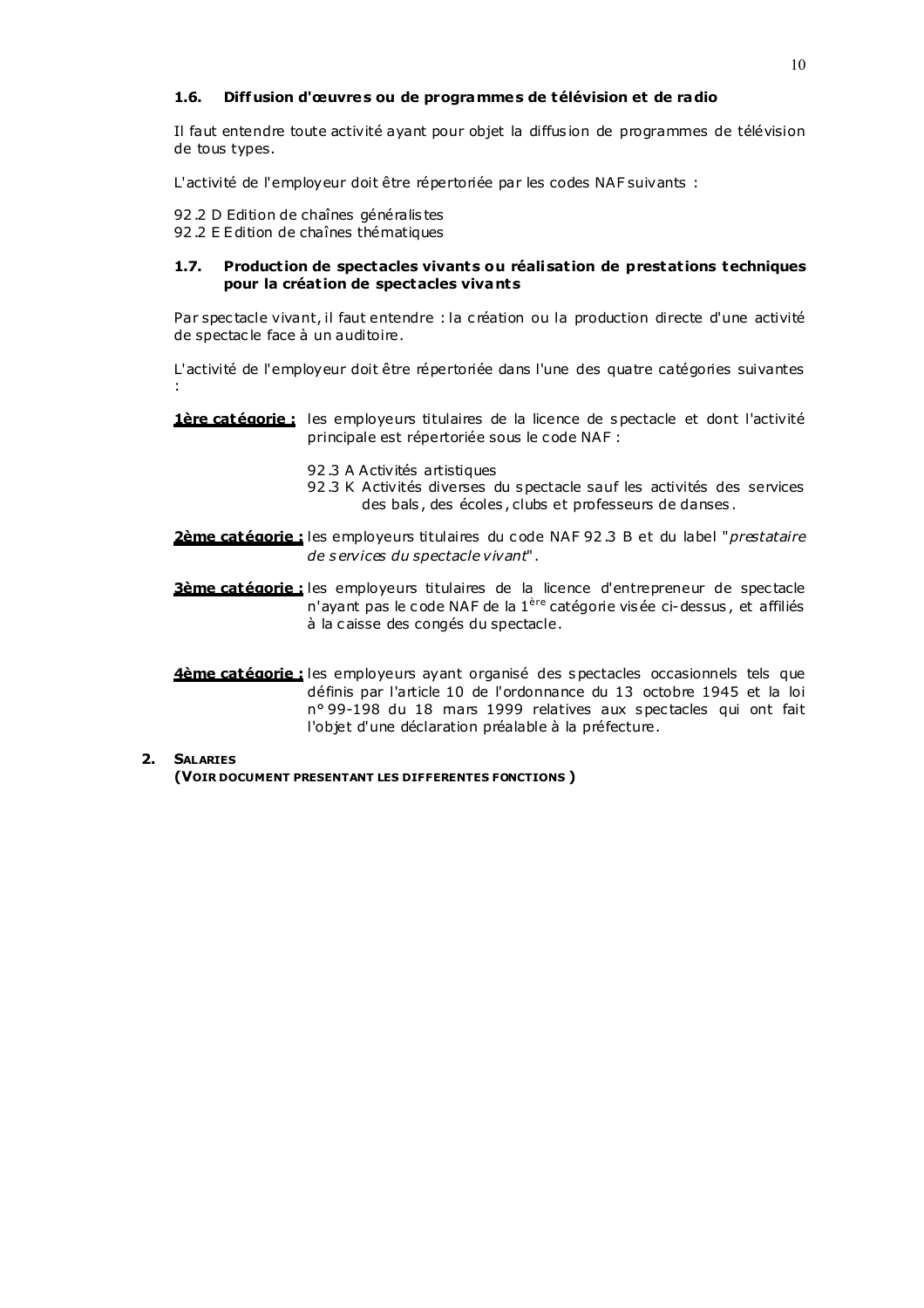### 1.6. Diffusion d'œuvres ou de programmes de télévision et de radio

Il faut entendre toute activité ayant pour objet la diffusion de programmes de télévision de tous types.

L'activité de l'employeur doit être répertoriée par les codes NAF suivants :

92.2 D Edition de chaînes généralistes
92.2 E Edition de chaînes thématiques

### 1.7. Production de spectacles vivants ou réalisation de prestations techniques pour la création de spectacles vivants

Par spectacle vivant, il faut entendre : la création ou la production directe d'une activité de spectacle face à un auditoire.

L'activité de l'employeur doit être répertoriée dans l'une des quatre catégories suivantes :

**1ère catégorie :** les employeurs titulaires de la licence de spectacle et dont l'activité principale est répertoriée sous le code NAF :

- 92.3 A Activités artistiques
- 92.3 K Activités diverses du spectacle sauf les activités des services des bals, des écoles, clubs et professeurs de danses.

**2ème catégorie :** les employeurs titulaires du code NAF 92.3 B et du label "*prestataire de services du spectacle vivant*".

**3ème catégorie :** les employeurs titulaires de la licence d'entrepreneur de spectacle n'ayant pas le code NAF de la 1ère catégorie visée ci-dessus, et affiliés à la caisse des congés du spectacle.

**4ème catégorie :** les employeurs ayant organisé des spectacles occasionnels tels que définis par l'article 10 de l'ordonnance du 13 octobre 1945 et la loi n° 99-198 du 18 mars 1999 relatives aux spectacles qui ont fait l'objet d'une déclaration préalable à la préfecture.

## 2. SALARIES

**(VOIR DOCUMENT PRESENTANT LES DIFFERENTES FONCTIONS )**